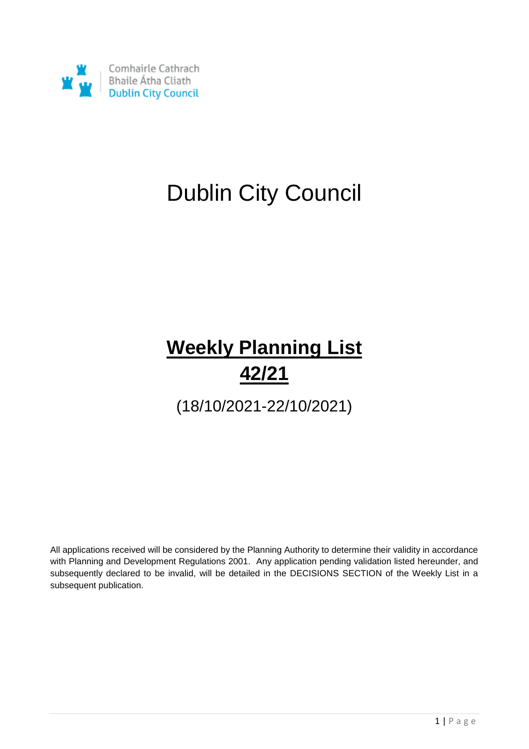Comhairle Cathrach
Bhaile Átha Cliath
Dublin City Council

# Dublin City Council

## **Weekly Planning List**
## **42/21**

(18/10/2021-22/10/2021)

All applications received will be considered by the Planning Authority to determine their validity in accordance with Planning and Development Regulations 2001. Any application pending validation listed hereunder, and subsequently declared to be invalid, will be detailed in the DECISIONS SECTION of the Weekly List in a subsequent publication.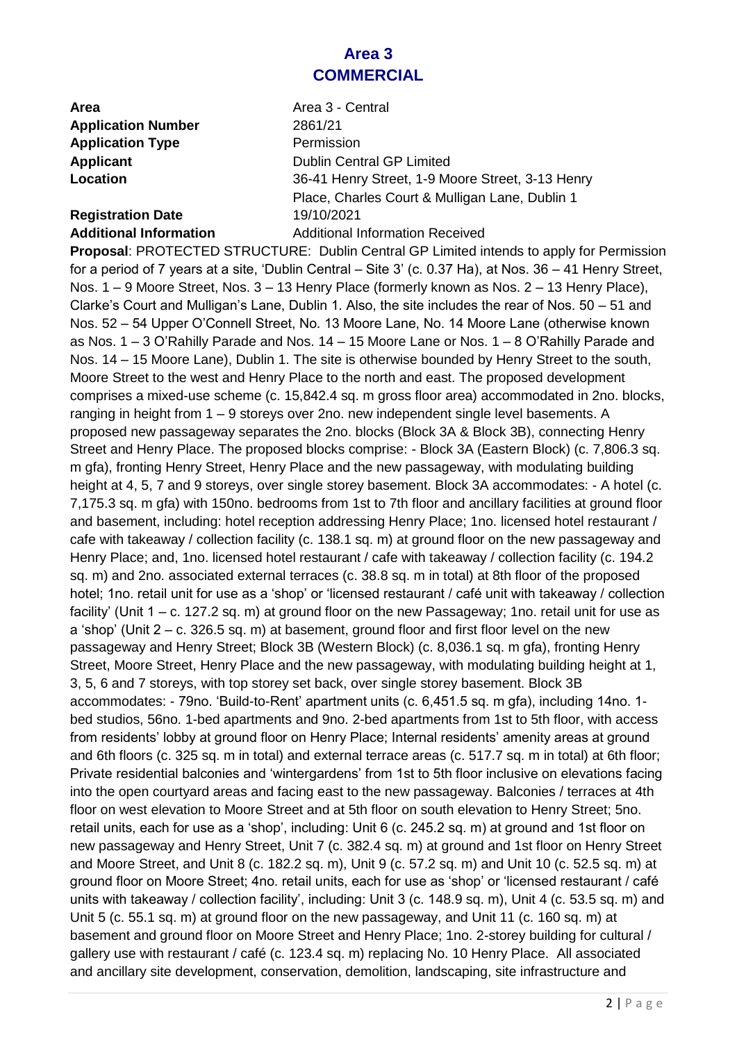# Area 3
## COMMERCIAL

**Area** Area 3 - Central
**Application Number** 2861/21
**Application Type** Permission
**Applicant** Dublin Central GP Limited
**Location** 36-41 Henry Street, 1-9 Moore Street, 3-13 Henry Place, Charles Court & Mulligan Lane, Dublin 1
**Registration Date** 19/10/2021
**Additional Information** Additional Information Received

**Proposal**: PROTECTED STRUCTURE: Dublin Central GP Limited intends to apply for Permission for a period of 7 years at a site, 'Dublin Central – Site 3' (c. 0.37 Ha), at Nos. 36 – 41 Henry Street, Nos. 1 – 9 Moore Street, Nos. 3 – 13 Henry Place (formerly known as Nos. 2 – 13 Henry Place), Clarke's Court and Mulligan's Lane, Dublin 1. Also, the site includes the rear of Nos. 50 – 51 and Nos. 52 – 54 Upper O'Connell Street, No. 13 Moore Lane, No. 14 Moore Lane (otherwise known as Nos. 1 – 3 O'Rahilly Parade and Nos. 14 – 15 Moore Lane or Nos. 1 – 8 O'Rahilly Parade and Nos. 14 – 15 Moore Lane), Dublin 1. The site is otherwise bounded by Henry Street to the south, Moore Street to the west and Henry Place to the north and east. The proposed development comprises a mixed-use scheme (c. 15,842.4 sq. m gross floor area) accommodated in 2no. blocks, ranging in height from 1 – 9 storeys over 2no. new independent single level basements. A proposed new passageway separates the 2no. blocks (Block 3A & Block 3B), connecting Henry Street and Henry Place. The proposed blocks comprise: - Block 3A (Eastern Block) (c. 7,806.3 sq. m gfa), fronting Henry Street, Henry Place and the new passageway, with modulating building height at 4, 5, 7 and 9 storeys, over single storey basement. Block 3A accommodates: - A hotel (c. 7,175.3 sq. m gfa) with 150no. bedrooms from 1st to 7th floor and ancillary facilities at ground floor and basement, including: hotel reception addressing Henry Place; 1no. licensed hotel restaurant / cafe with takeaway / collection facility (c. 138.1 sq. m) at ground floor on the new passageway and Henry Place; and, 1no. licensed hotel restaurant / cafe with takeaway / collection facility (c. 194.2 sq. m) and 2no. associated external terraces (c. 38.8 sq. m in total) at 8th floor of the proposed hotel; 1no. retail unit for use as a 'shop' or 'licensed restaurant / café unit with takeaway / collection facility' (Unit 1 – c. 127.2 sq. m) at ground floor on the new Passageway; 1no. retail unit for use as a 'shop' (Unit 2 – c. 326.5 sq. m) at basement, ground floor and first floor level on the new passageway and Henry Street; Block 3B (Western Block) (c. 8,036.1 sq. m gfa), fronting Henry Street, Moore Street, Henry Place and the new passageway, with modulating building height at 1, 3, 5, 6 and 7 storeys, with top storey set back, over single storey basement. Block 3B accommodates: - 79no. 'Build-to-Rent' apartment units (c. 6,451.5 sq. m gfa), including 14no. 1-bed studios, 56no. 1-bed apartments and 9no. 2-bed apartments from 1st to 5th floor, with access from residents' lobby at ground floor on Henry Place; Internal residents' amenity areas at ground and 6th floors (c. 325 sq. m in total) and external terrace areas (c. 517.7 sq. m in total) at 6th floor; Private residential balconies and 'wintergardens' from 1st to 5th floor inclusive on elevations facing into the open courtyard areas and facing east to the new passageway. Balconies / terraces at 4th floor on west elevation to Moore Street and at 5th floor on south elevation to Henry Street; 5no. retail units, each for use as a 'shop', including: Unit 6 (c. 245.2 sq. m) at ground and 1st floor on new passageway and Henry Street, Unit 7 (c. 382.4 sq. m) at ground and 1st floor on Henry Street and Moore Street, and Unit 8 (c. 182.2 sq. m), Unit 9 (c. 57.2 sq. m) and Unit 10 (c. 52.5 sq. m) at ground floor on Moore Street; 4no. retail units, each for use as 'shop' or 'licensed restaurant / café units with takeaway / collection facility', including: Unit 3 (c. 148.9 sq. m), Unit 4 (c. 53.5 sq. m) and Unit 5 (c. 55.1 sq. m) at ground floor on the new passageway, and Unit 11 (c. 160 sq. m) at basement and ground floor on Moore Street and Henry Place; 1no. 2-storey building for cultural / gallery use with restaurant / café (c. 123.4 sq. m) replacing No. 10 Henry Place. All associated and ancillary site development, conservation, demolition, landscaping, site infrastructure and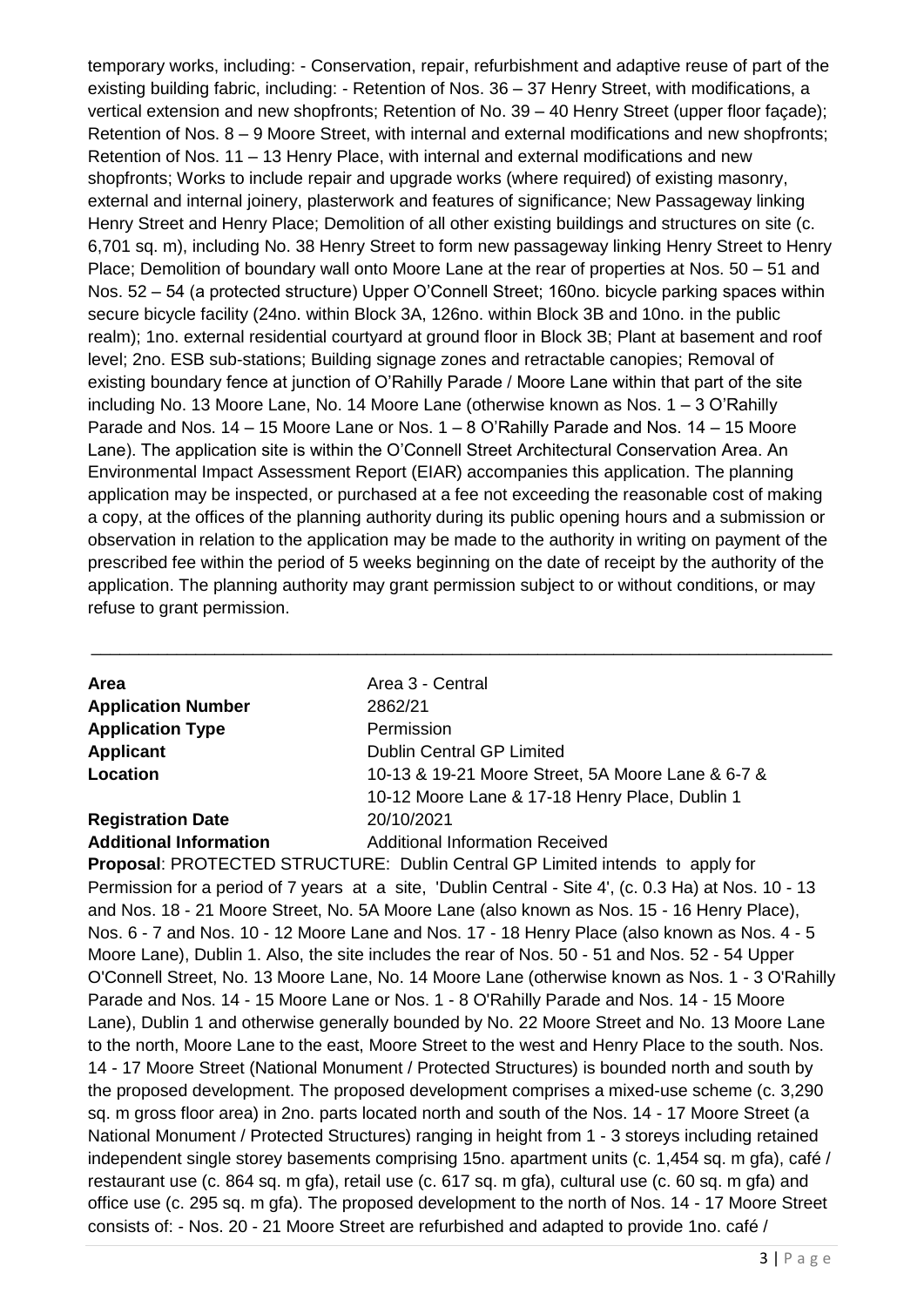temporary works, including: - Conservation, repair, refurbishment and adaptive reuse of part of the existing building fabric, including: - Retention of Nos. 36 – 37 Henry Street, with modifications, a vertical extension and new shopfronts; Retention of No. 39 – 40 Henry Street (upper floor façade); Retention of Nos. 8 – 9 Moore Street, with internal and external modifications and new shopfronts; Retention of Nos. 11 – 13 Henry Place, with internal and external modifications and new shopfronts; Works to include repair and upgrade works (where required) of existing masonry, external and internal joinery, plasterwork and features of significance; New Passageway linking Henry Street and Henry Place; Demolition of all other existing buildings and structures on site (c. 6,701 sq. m), including No. 38 Henry Street to form new passageway linking Henry Street to Henry Place; Demolition of boundary wall onto Moore Lane at the rear of properties at Nos. 50 – 51 and Nos. 52 – 54 (a protected structure) Upper O'Connell Street; 160no. bicycle parking spaces within secure bicycle facility (24no. within Block 3A, 126no. within Block 3B and 10no. in the public realm); 1no. external residential courtyard at ground floor in Block 3B; Plant at basement and roof level; 2no. ESB sub-stations; Building signage zones and retractable canopies; Removal of existing boundary fence at junction of O'Rahilly Parade / Moore Lane within that part of the site including No. 13 Moore Lane, No. 14 Moore Lane (otherwise known as Nos. 1 – 3 O'Rahilly Parade and Nos. 14 – 15 Moore Lane or Nos. 1 – 8 O'Rahilly Parade and Nos. 14 – 15 Moore Lane). The application site is within the O'Connell Street Architectural Conservation Area. An Environmental Impact Assessment Report (EIAR) accompanies this application. The planning application may be inspected, or purchased at a fee not exceeding the reasonable cost of making a copy, at the offices of the planning authority during its public opening hours and a submission or observation in relation to the application may be made to the authority in writing on payment of the prescribed fee within the period of 5 weeks beginning on the date of receipt by the authority of the application. The planning authority may grant permission subject to or without conditions, or may refuse to grant permission.

---

| | |
|---|---|
| **Area** | Area 3 - Central |
| **Application Number** | 2862/21 |
| **Application Type** | Permission |
| **Applicant** | Dublin Central GP Limited |
| **Location** | 10-13 & 19-21 Moore Street, 5A Moore Lane & 6-7 & 10-12 Moore Lane & 17-18 Henry Place, Dublin 1 |
| **Registration Date** | 20/10/2021 |
| **Additional Information** | Additional Information Received |

**Proposal**: PROTECTED STRUCTURE: Dublin Central GP Limited intends to apply for Permission for a period of 7 years at a site, 'Dublin Central - Site 4', (c. 0.3 Ha) at Nos. 10 - 13 and Nos. 18 - 21 Moore Street, No. 5A Moore Lane (also known as Nos. 15 - 16 Henry Place), Nos. 6 - 7 and Nos. 10 - 12 Moore Lane and Nos. 17 - 18 Henry Place (also known as Nos. 4 - 5 Moore Lane), Dublin 1. Also, the site includes the rear of Nos. 50 - 51 and Nos. 52 - 54 Upper O'Connell Street, No. 13 Moore Lane, No. 14 Moore Lane (otherwise known as Nos. 1 - 3 O'Rahilly Parade and Nos. 14 - 15 Moore Lane or Nos. 1 - 8 O'Rahilly Parade and Nos. 14 - 15 Moore Lane), Dublin 1 and otherwise generally bounded by No. 22 Moore Street and No. 13 Moore Lane to the north, Moore Lane to the east, Moore Street to the west and Henry Place to the south. Nos. 14 - 17 Moore Street (National Monument / Protected Structures) is bounded north and south by the proposed development. The proposed development comprises a mixed-use scheme (c. 3,290 sq. m gross floor area) in 2no. parts located north and south of the Nos. 14 - 17 Moore Street (a National Monument / Protected Structures) ranging in height from 1 - 3 storeys including retained independent single storey basements comprising 15no. apartment units (c. 1,454 sq. m gfa), café / restaurant use (c. 864 sq. m gfa), retail use (c. 617 sq. m gfa), cultural use (c. 60 sq. m gfa) and office use (c. 295 sq. m gfa). The proposed development to the north of Nos. 14 - 17 Moore Street consists of: - Nos. 20 - 21 Moore Street are refurbished and adapted to provide 1no. café /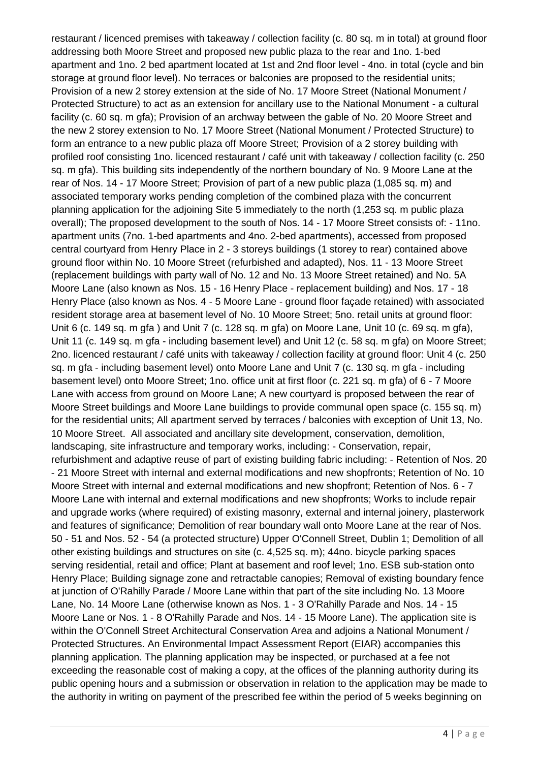restaurant / licenced premises with takeaway / collection facility (c. 80 sq. m in total) at ground floor addressing both Moore Street and proposed new public plaza to the rear and 1no. 1-bed apartment and 1no. 2 bed apartment located at 1st and 2nd floor level - 4no. in total (cycle and bin storage at ground floor level). No terraces or balconies are proposed to the residential units; Provision of a new 2 storey extension at the side of No. 17 Moore Street (National Monument / Protected Structure) to act as an extension for ancillary use to the National Monument - a cultural facility (c. 60 sq. m gfa); Provision of an archway between the gable of No. 20 Moore Street and the new 2 storey extension to No. 17 Moore Street (National Monument / Protected Structure) to form an entrance to a new public plaza off Moore Street; Provision of a 2 storey building with profiled roof consisting 1no. licenced restaurant / café unit with takeaway / collection facility (c. 250 sq. m gfa). This building sits independently of the northern boundary of No. 9 Moore Lane at the rear of Nos. 14 - 17 Moore Street; Provision of part of a new public plaza (1,085 sq. m) and associated temporary works pending completion of the combined plaza with the concurrent planning application for the adjoining Site 5 immediately to the north (1,253 sq. m public plaza overall); The proposed development to the south of Nos. 14 - 17 Moore Street consists of: - 11no. apartment units (7no. 1-bed apartments and 4no. 2-bed apartments), accessed from proposed central courtyard from Henry Place in 2 - 3 storeys buildings (1 storey to rear) contained above ground floor within No. 10 Moore Street (refurbished and adapted), Nos. 11 - 13 Moore Street (replacement buildings with party wall of No. 12 and No. 13 Moore Street retained) and No. 5A Moore Lane (also known as Nos. 15 - 16 Henry Place - replacement building) and Nos. 17 - 18 Henry Place (also known as Nos. 4 - 5 Moore Lane - ground floor façade retained) with associated resident storage area at basement level of No. 10 Moore Street; 5no. retail units at ground floor: Unit 6 (c. 149 sq. m gfa ) and Unit 7 (c. 128 sq. m gfa) on Moore Lane, Unit 10 (c. 69 sq. m gfa), Unit 11 (c. 149 sq. m gfa - including basement level) and Unit 12 (c. 58 sq. m gfa) on Moore Street; 2no. licenced restaurant / café units with takeaway / collection facility at ground floor: Unit 4 (c. 250 sq. m gfa - including basement level) onto Moore Lane and Unit 7 (c. 130 sq. m gfa - including basement level) onto Moore Street; 1no. office unit at first floor (c. 221 sq. m gfa) of 6 - 7 Moore Lane with access from ground on Moore Lane; A new courtyard is proposed between the rear of Moore Street buildings and Moore Lane buildings to provide communal open space (c. 155 sq. m) for the residential units; All apartment served by terraces / balconies with exception of Unit 13, No. 10 Moore Street. All associated and ancillary site development, conservation, demolition, landscaping, site infrastructure and temporary works, including: - Conservation, repair, refurbishment and adaptive reuse of part of existing building fabric including: - Retention of Nos. 20 - 21 Moore Street with internal and external modifications and new shopfronts; Retention of No. 10 Moore Street with internal and external modifications and new shopfront; Retention of Nos. 6 - 7 Moore Lane with internal and external modifications and new shopfronts; Works to include repair and upgrade works (where required) of existing masonry, external and internal joinery, plasterwork and features of significance; Demolition of rear boundary wall onto Moore Lane at the rear of Nos. 50 - 51 and Nos. 52 - 54 (a protected structure) Upper O'Connell Street, Dublin 1; Demolition of all other existing buildings and structures on site (c. 4,525 sq. m); 44no. bicycle parking spaces serving residential, retail and office; Plant at basement and roof level; 1no. ESB sub-station onto Henry Place; Building signage zone and retractable canopies; Removal of existing boundary fence at junction of O'Rahilly Parade / Moore Lane within that part of the site including No. 13 Moore Lane, No. 14 Moore Lane (otherwise known as Nos. 1 - 3 O'Rahilly Parade and Nos. 14 - 15 Moore Lane or Nos. 1 - 8 O'Rahilly Parade and Nos. 14 - 15 Moore Lane). The application site is within the O'Connell Street Architectural Conservation Area and adjoins a National Monument / Protected Structures. An Environmental Impact Assessment Report (EIAR) accompanies this planning application. The planning application may be inspected, or purchased at a fee not exceeding the reasonable cost of making a copy, at the offices of the planning authority during its public opening hours and a submission or observation in relation to the application may be made to the authority in writing on payment of the prescribed fee within the period of 5 weeks beginning on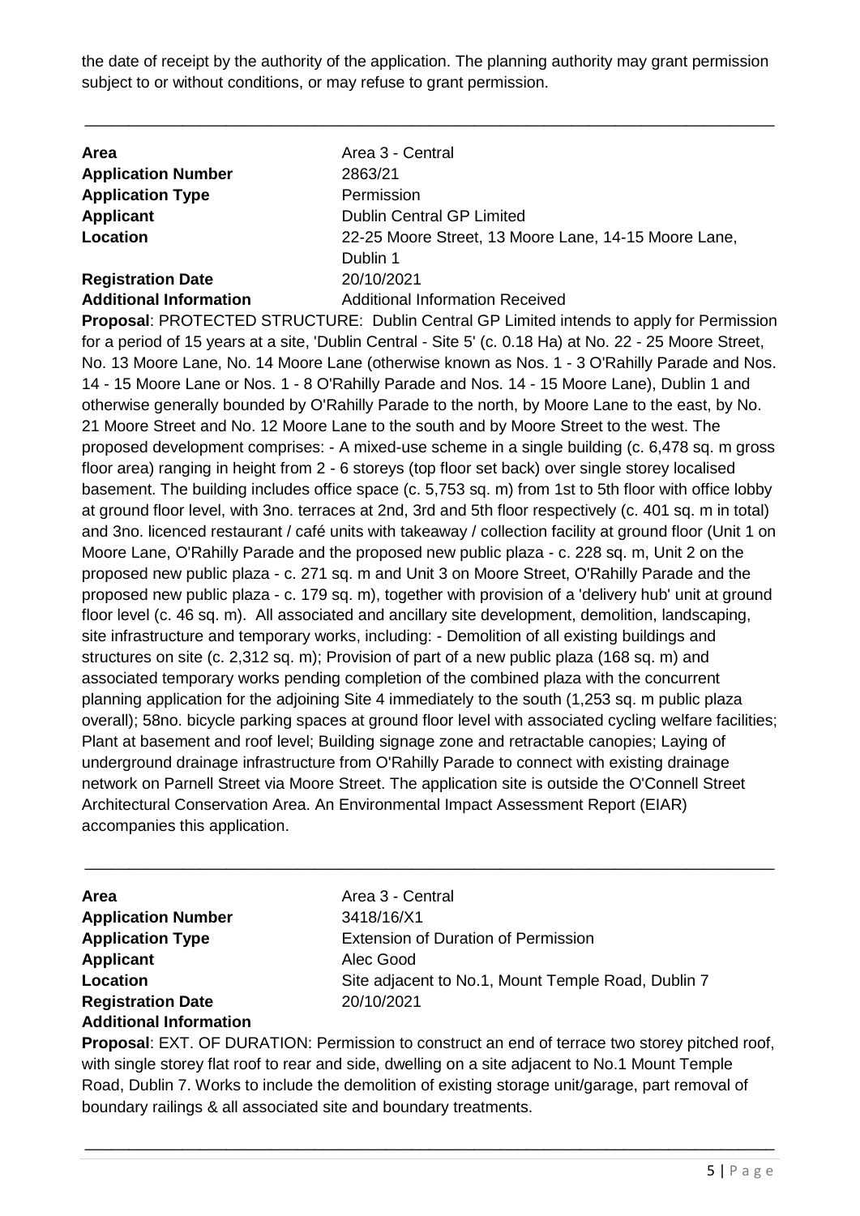the date of receipt by the authority of the application. The planning authority may grant permission subject to or without conditions, or may refuse to grant permission.

---

| | |
|---|---|
| **Area** | Area 3 - Central |
| **Application Number** | 2863/21 |
| **Application Type** | Permission |
| **Applicant** | Dublin Central GP Limited |
| **Location** | 22-25 Moore Street, 13 Moore Lane, 14-15 Moore Lane, Dublin 1 |
| **Registration Date** | 20/10/2021 |
| **Additional Information** | Additional Information Received |

**Proposal**: PROTECTED STRUCTURE: Dublin Central GP Limited intends to apply for Permission for a period of 15 years at a site, 'Dublin Central - Site 5' (c. 0.18 Ha) at No. 22 - 25 Moore Street, No. 13 Moore Lane, No. 14 Moore Lane (otherwise known as Nos. 1 - 3 O'Rahilly Parade and Nos. 14 - 15 Moore Lane or Nos. 1 - 8 O'Rahilly Parade and Nos. 14 - 15 Moore Lane), Dublin 1 and otherwise generally bounded by O'Rahilly Parade to the north, by Moore Lane to the east, by No. 21 Moore Street and No. 12 Moore Lane to the south and by Moore Street to the west. The proposed development comprises: - A mixed-use scheme in a single building (c. 6,478 sq. m gross floor area) ranging in height from 2 - 6 storeys (top floor set back) over single storey localised basement. The building includes office space (c. 5,753 sq. m) from 1st to 5th floor with office lobby at ground floor level, with 3no. terraces at 2nd, 3rd and 5th floor respectively (c. 401 sq. m in total) and 3no. licenced restaurant / café units with takeaway / collection facility at ground floor (Unit 1 on Moore Lane, O'Rahilly Parade and the proposed new public plaza - c. 228 sq. m, Unit 2 on the proposed new public plaza - c. 271 sq. m and Unit 3 on Moore Street, O'Rahilly Parade and the proposed new public plaza - c. 179 sq. m), together with provision of a 'delivery hub' unit at ground floor level (c. 46 sq. m). All associated and ancillary site development, demolition, landscaping, site infrastructure and temporary works, including: - Demolition of all existing buildings and structures on site (c. 2,312 sq. m); Provision of part of a new public plaza (168 sq. m) and associated temporary works pending completion of the combined plaza with the concurrent planning application for the adjoining Site 4 immediately to the south (1,253 sq. m public plaza overall); 58no. bicycle parking spaces at ground floor level with associated cycling welfare facilities; Plant at basement and roof level; Building signage zone and retractable canopies; Laying of underground drainage infrastructure from O'Rahilly Parade to connect with existing drainage network on Parnell Street via Moore Street. The application site is outside the O'Connell Street Architectural Conservation Area. An Environmental Impact Assessment Report (EIAR) accompanies this application.

---

| | |
|---|---|
| **Area** | Area 3 - Central |
| **Application Number** | 3418/16/X1 |
| **Application Type** | Extension of Duration of Permission |
| **Applicant** | Alec Good |
| **Location** | Site adjacent to No.1, Mount Temple Road, Dublin 7 |
| **Registration Date** | 20/10/2021 |
| **Additional Information** | |

**Proposal**: EXT. OF DURATION: Permission to construct an end of terrace two storey pitched roof, with single storey flat roof to rear and side, dwelling on a site adjacent to No.1 Mount Temple Road, Dublin 7. Works to include the demolition of existing storage unit/garage, part removal of boundary railings & all associated site and boundary treatments.

---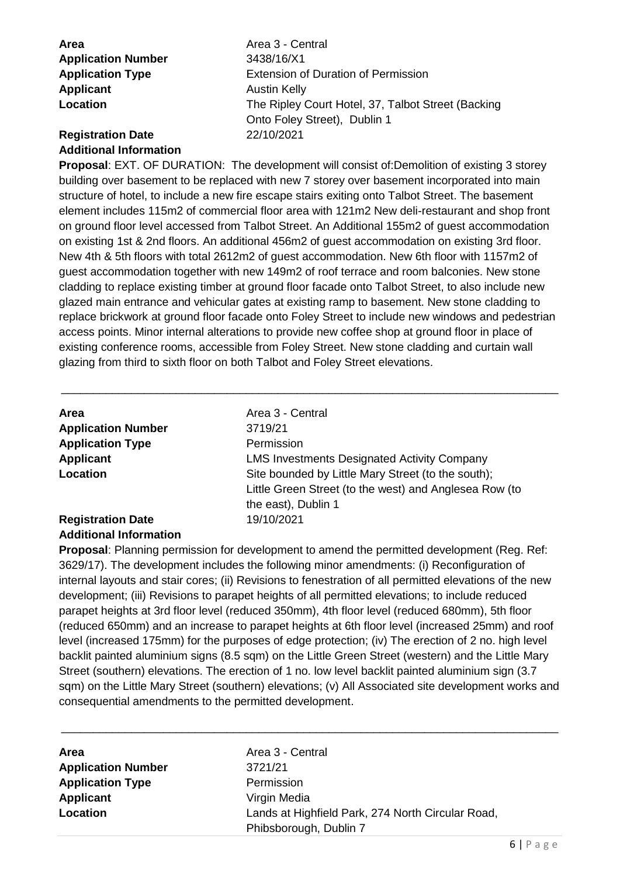**Area** Area 3 - Central
**Application Number** 3438/16/X1
**Application Type** Extension of Duration of Permission
**Applicant** Austin Kelly
**Location** The Ripley Court Hotel, 37, Talbot Street (Backing Onto Foley Street), Dublin 1
**Registration Date** 22/10/2021
**Additional Information**

**Proposal**: EXT. OF DURATION: The development will consist of:Demolition of existing 3 storey building over basement to be replaced with new 7 storey over basement incorporated into main structure of hotel, to include a new fire escape stairs exiting onto Talbot Street. The basement element includes 115m2 of commercial floor area with 121m2 New deli-restaurant and shop front on ground floor level accessed from Talbot Street. An Additional 155m2 of guest accommodation on existing 1st & 2nd floors. An additional 456m2 of guest accommodation on existing 3rd floor. New 4th & 5th floors with total 2612m2 of guest accommodation. New 6th floor with 1157m2 of guest accommodation together with new 149m2 of roof terrace and room balconies. New stone cladding to replace existing timber at ground floor facade onto Talbot Street, to also include new glazed main entrance and vehicular gates at existing ramp to basement. New stone cladding to replace brickwork at ground floor facade onto Foley Street to include new windows and pedestrian access points. Minor internal alterations to provide new coffee shop at ground floor in place of existing conference rooms, accessible from Foley Street. New stone cladding and curtain wall glazing from third to sixth floor on both Talbot and Foley Street elevations.

---

**Area** Area 3 - Central
**Application Number** 3719/21
**Application Type** Permission
**Applicant** LMS Investments Designated Activity Company
**Location** Site bounded by Little Mary Street (to the south); Little Green Street (to the west) and Anglesea Row (to the east), Dublin 1
**Registration Date** 19/10/2021
**Additional Information**

**Proposal**: Planning permission for development to amend the permitted development (Reg. Ref: 3629/17). The development includes the following minor amendments: (i) Reconfiguration of internal layouts and stair cores; (ii) Revisions to fenestration of all permitted elevations of the new development; (iii) Revisions to parapet heights of all permitted elevations; to include reduced parapet heights at 3rd floor level (reduced 350mm), 4th floor level (reduced 680mm), 5th floor (reduced 650mm) and an increase to parapet heights at 6th floor level (increased 25mm) and roof level (increased 175mm) for the purposes of edge protection; (iv) The erection of 2 no. high level backlit painted aluminium signs (8.5 sqm) on the Little Green Street (western) and the Little Mary Street (southern) elevations. The erection of 1 no. low level backlit painted aluminium sign (3.7 sqm) on the Little Mary Street (southern) elevations; (v) All Associated site development works and consequential amendments to the permitted development.

---

**Area** Area 3 - Central
**Application Number** 3721/21
**Application Type** Permission
**Applicant** Virgin Media
**Location** Lands at Highfield Park, 274 North Circular Road, Phibsborough, Dublin 7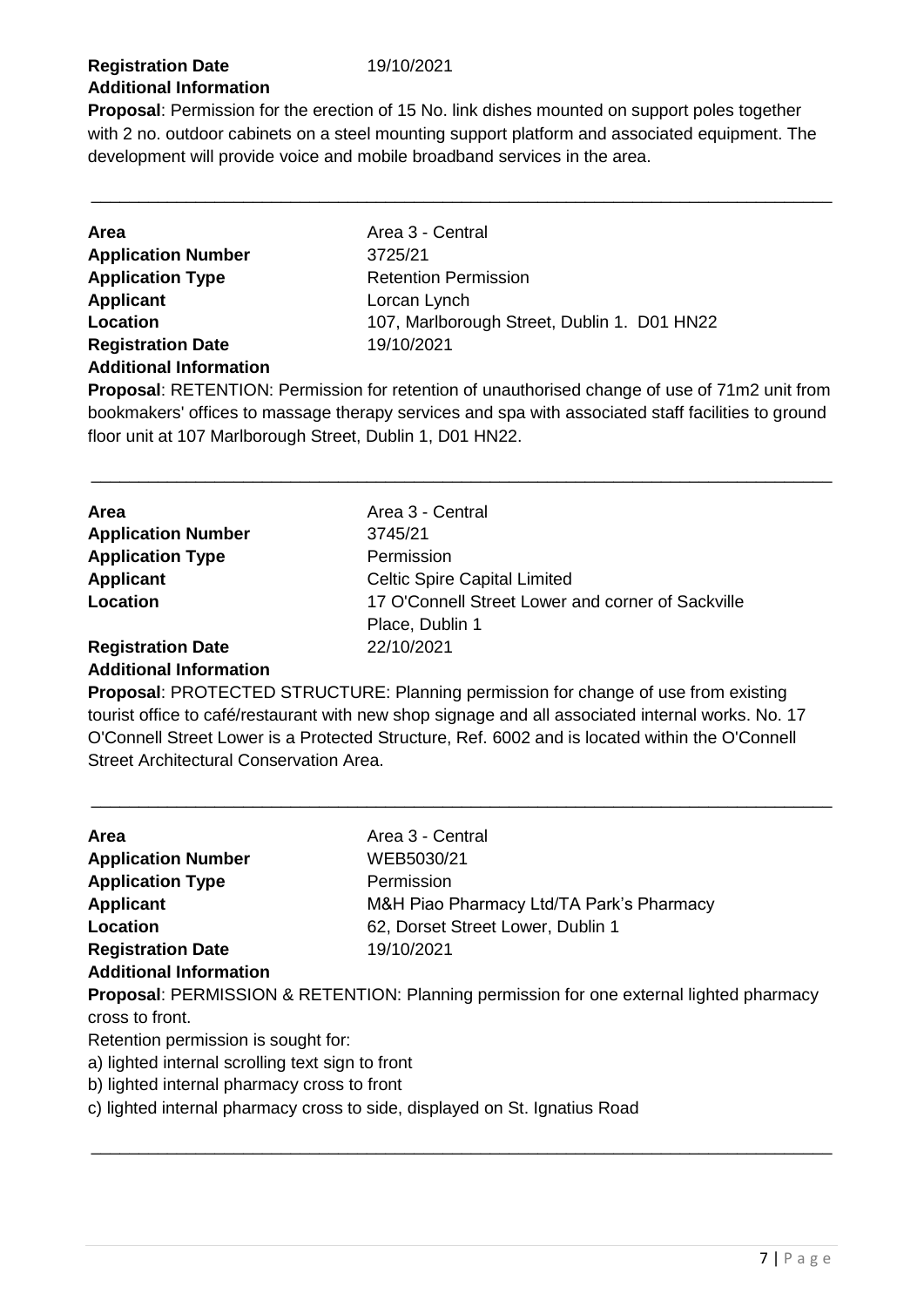**Registration Date** 19/10/2021
**Additional Information**

**Proposal**: Permission for the erection of 15 No. link dishes mounted on support poles together with 2 no. outdoor cabinets on a steel mounting support platform and associated equipment. The development will provide voice and mobile broadband services in the area.

---

| | |
|---|---|
| **Area** | Area 3 - Central |
| **Application Number** | 3725/21 |
| **Application Type** | Retention Permission |
| **Applicant** | Lorcan Lynch |
| **Location** | 107, Marlborough Street, Dublin 1. D01 HN22 |
| **Registration Date** | 19/10/2021 |
| **Additional Information** | |

**Proposal**: RETENTION: Permission for retention of unauthorised change of use of 71m2 unit from bookmakers' offices to massage therapy services and spa with associated staff facilities to ground floor unit at 107 Marlborough Street, Dublin 1, D01 HN22.

---

| | |
|---|---|
| **Area** | Area 3 - Central |
| **Application Number** | 3745/21 |
| **Application Type** | Permission |
| **Applicant** | Celtic Spire Capital Limited |
| **Location** | 17 O'Connell Street Lower and corner of Sackville Place, Dublin 1 |
| **Registration Date** | 22/10/2021 |
| **Additional Information** | |

**Proposal**: PROTECTED STRUCTURE: Planning permission for change of use from existing tourist office to café/restaurant with new shop signage and all associated internal works. No. 17 O'Connell Street Lower is a Protected Structure, Ref. 6002 and is located within the O'Connell Street Architectural Conservation Area.

---

| | |
|---|---|
| **Area** | Area 3 - Central |
| **Application Number** | WEB5030/21 |
| **Application Type** | Permission |
| **Applicant** | M&H Piao Pharmacy Ltd/TA Park's Pharmacy |
| **Location** | 62, Dorset Street Lower, Dublin 1 |
| **Registration Date** | 19/10/2021 |
| **Additional Information** | |

**Proposal**: PERMISSION & RETENTION: Planning permission for one external lighted pharmacy cross to front.

Retention permission is sought for:

a) lighted internal scrolling text sign to front

b) lighted internal pharmacy cross to front

c) lighted internal pharmacy cross to side, displayed on St. Ignatius Road

---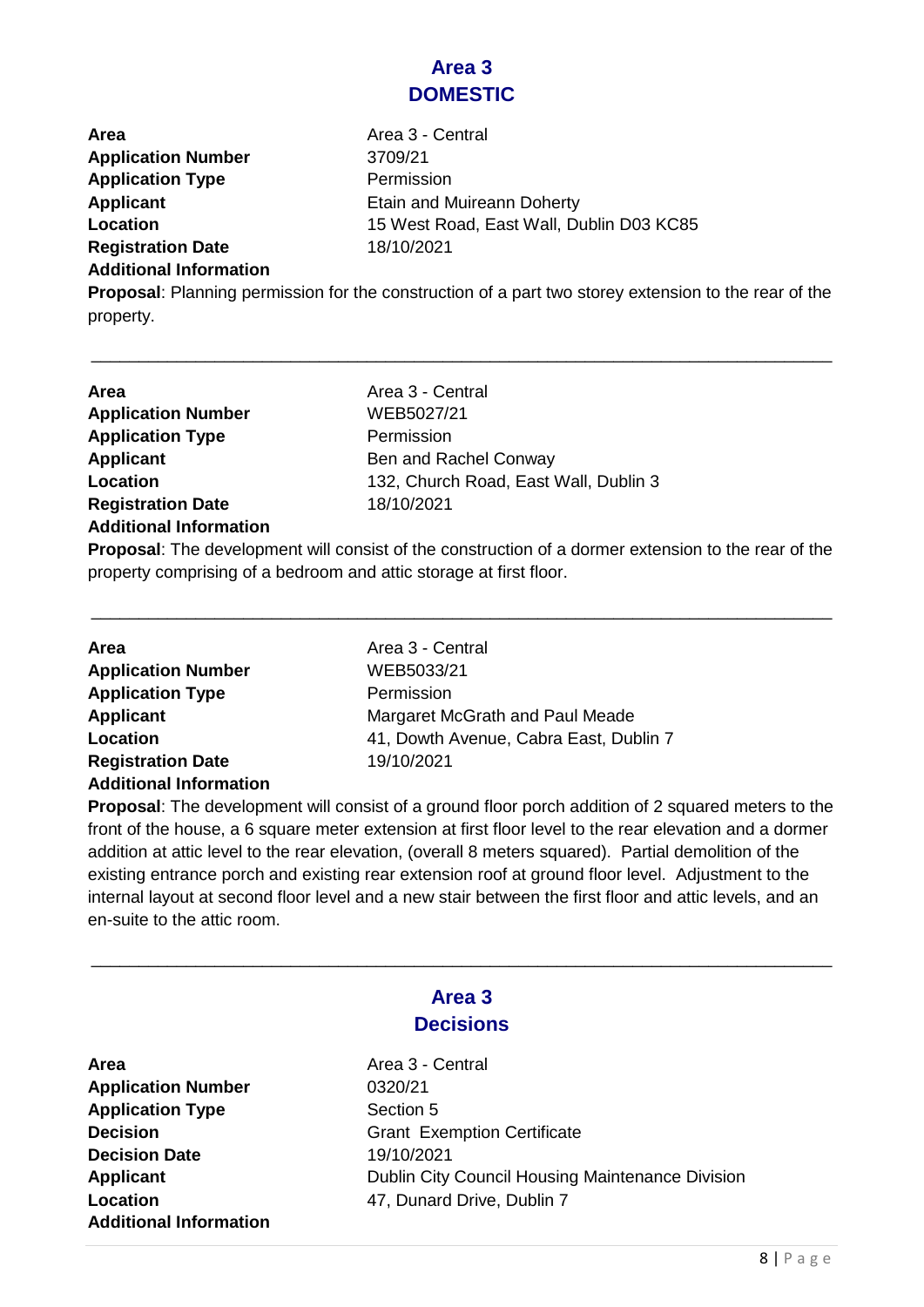## Area 3
## DOMESTIC

**Area** Area 3 - Central
**Application Number** 3709/21
**Application Type** Permission
**Applicant** Etain and Muireann Doherty
**Location** 15 West Road, East Wall, Dublin D03 KC85
**Registration Date** 18/10/2021
**Additional Information**
**Proposal**: Planning permission for the construction of a part two storey extension to the rear of the property.

---

**Area** Area 3 - Central
**Application Number** WEB5027/21
**Application Type** Permission
**Applicant** Ben and Rachel Conway
**Location** 132, Church Road, East Wall, Dublin 3
**Registration Date** 18/10/2021
**Additional Information**
**Proposal**: The development will consist of the construction of a dormer extension to the rear of the property comprising of a bedroom and attic storage at first floor.

---

**Area** Area 3 - Central
**Application Number** WEB5033/21
**Application Type** Permission
**Applicant** Margaret McGrath and Paul Meade
**Location** 41, Dowth Avenue, Cabra East, Dublin 7
**Registration Date** 19/10/2021
**Additional Information**
**Proposal**: The development will consist of a ground floor porch addition of 2 squared meters to the front of the house, a 6 square meter extension at first floor level to the rear elevation and a dormer addition at attic level to the rear elevation, (overall 8 meters squared). Partial demolition of the existing entrance porch and existing rear extension roof at ground floor level. Adjustment to the internal layout at second floor level and a new stair between the first floor and attic levels, and an en-suite to the attic room.

---

## Area 3
## Decisions

**Area** Area 3 - Central
**Application Number** 0320/21
**Application Type** Section 5
**Decision** Grant Exemption Certificate
**Decision Date** 19/10/2021
**Applicant** Dublin City Council Housing Maintenance Division
**Location** 47, Dunard Drive, Dublin 7
**Additional Information**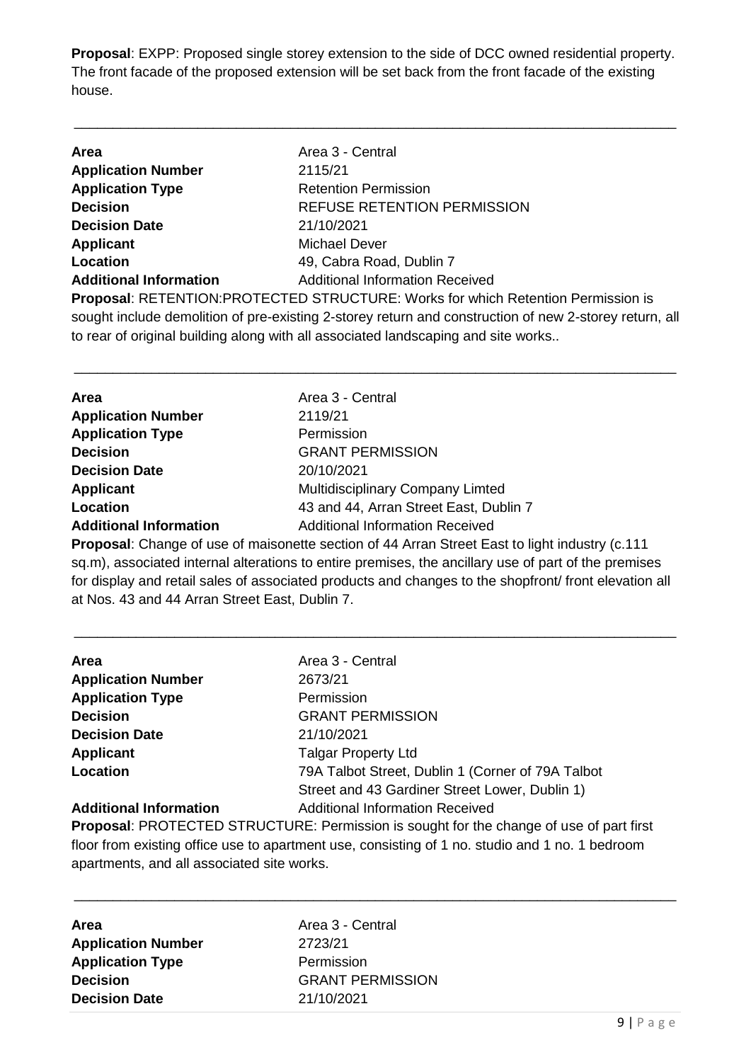**Proposal**: EXPP: Proposed single storey extension to the side of DCC owned residential property. The front facade of the proposed extension will be set back from the front facade of the existing house.

---

| | |
|---|---|
| **Area** | Area 3 - Central |
| **Application Number** | 2115/21 |
| **Application Type** | Retention Permission |
| **Decision** | REFUSE RETENTION PERMISSION |
| **Decision Date** | 21/10/2021 |
| **Applicant** | Michael Dever |
| **Location** | 49, Cabra Road, Dublin 7 |
| **Additional Information** | Additional Information Received |

**Proposal**: RETENTION:PROTECTED STRUCTURE: Works for which Retention Permission is sought include demolition of pre-existing 2-storey return and construction of new 2-storey return, all to rear of original building along with all associated landscaping and site works..

---

| | |
|---|---|
| **Area** | Area 3 - Central |
| **Application Number** | 2119/21 |
| **Application Type** | Permission |
| **Decision** | GRANT PERMISSION |
| **Decision Date** | 20/10/2021 |
| **Applicant** | Multidisciplinary Company Limted |
| **Location** | 43 and 44, Arran Street East, Dublin 7 |
| **Additional Information** | Additional Information Received |

**Proposal**: Change of use of maisonette section of 44 Arran Street East to light industry (c.111 sq.m), associated internal alterations to entire premises, the ancillary use of part of the premises for display and retail sales of associated products and changes to the shopfront/ front elevation all at Nos. 43 and 44 Arran Street East, Dublin 7.

---

| | |
|---|---|
| **Area** | Area 3 - Central |
| **Application Number** | 2673/21 |
| **Application Type** | Permission |
| **Decision** | GRANT PERMISSION |
| **Decision Date** | 21/10/2021 |
| **Applicant** | Talgar Property Ltd |
| **Location** | 79A Talbot Street, Dublin 1 (Corner of 79A Talbot Street and 43 Gardiner Street Lower, Dublin 1) |
| **Additional Information** | Additional Information Received |

**Proposal**: PROTECTED STRUCTURE: Permission is sought for the change of use of part first floor from existing office use to apartment use, consisting of 1 no. studio and 1 no. 1 bedroom apartments, and all associated site works.

---

| | |
|---|---|
| **Area** | Area 3 - Central |
| **Application Number** | 2723/21 |
| **Application Type** | Permission |
| **Decision** | GRANT PERMISSION |
| **Decision Date** | 21/10/2021 |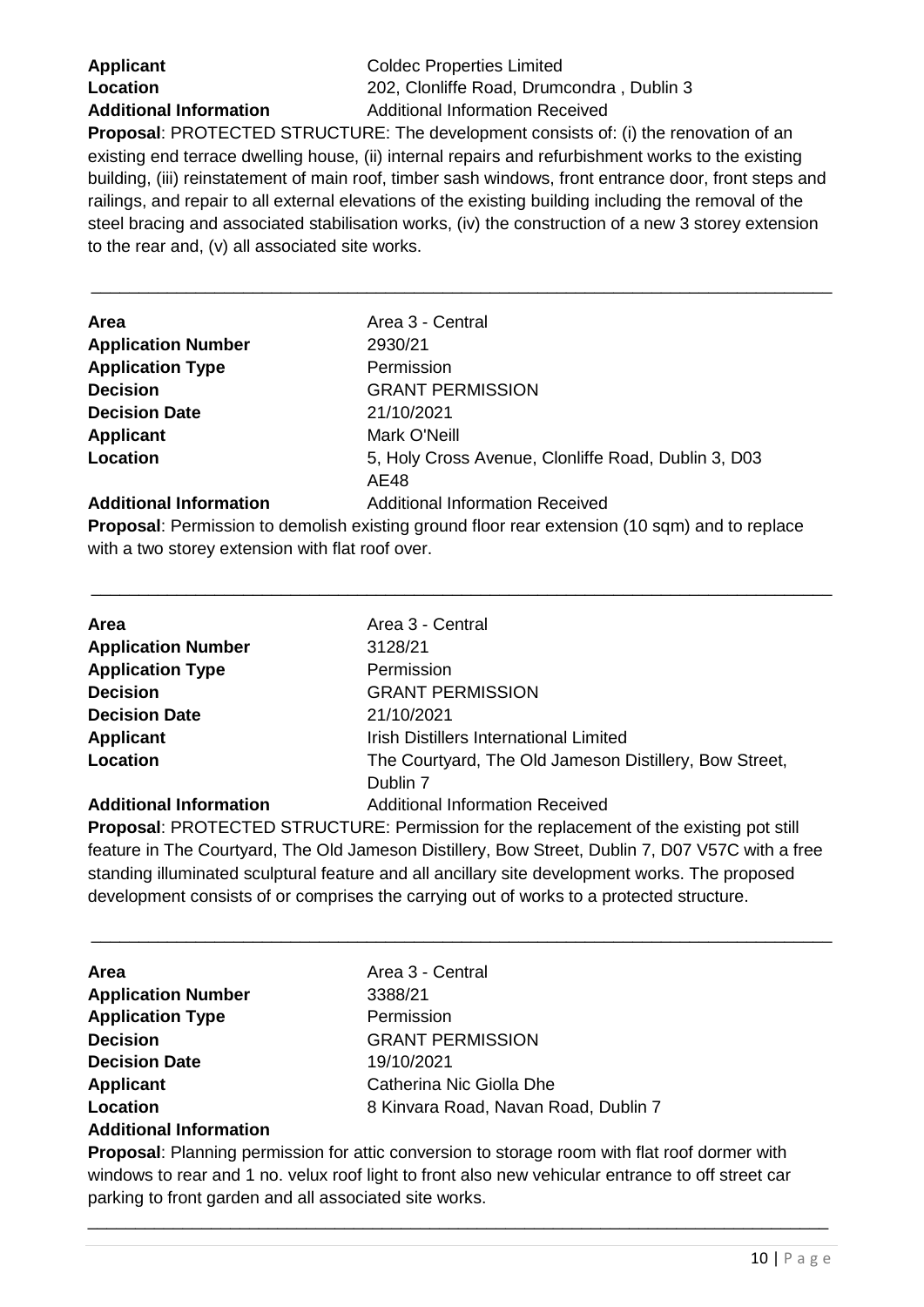**Applicant** Coldec Properties Limited
**Location** 202, Clonliffe Road, Drumcondra , Dublin 3
**Additional Information** Additional Information Received

**Proposal**: PROTECTED STRUCTURE: The development consists of: (i) the renovation of an existing end terrace dwelling house, (ii) internal repairs and refurbishment works to the existing building, (iii) reinstatement of main roof, timber sash windows, front entrance door, front steps and railings, and repair to all external elevations of the existing building including the removal of the steel bracing and associated stabilisation works, (iv) the construction of a new 3 storey extension to the rear and, (v) all associated site works.

---

**Area** Area 3 - Central
**Application Number** 2930/21
**Application Type** Permission
**Decision** GRANT PERMISSION
**Decision Date** 21/10/2021
**Applicant** Mark O'Neill
**Location** 5, Holy Cross Avenue, Clonliffe Road, Dublin 3, D03 AE48
**Additional Information** Additional Information Received

**Proposal**: Permission to demolish existing ground floor rear extension (10 sqm) and to replace with a two storey extension with flat roof over.

---

**Area** Area 3 - Central
**Application Number** 3128/21
**Application Type** Permission
**Decision** GRANT PERMISSION
**Decision Date** 21/10/2021
**Applicant** Irish Distillers International Limited
**Location** The Courtyard, The Old Jameson Distillery, Bow Street, Dublin 7
**Additional Information** Additional Information Received

**Proposal**: PROTECTED STRUCTURE: Permission for the replacement of the existing pot still feature in The Courtyard, The Old Jameson Distillery, Bow Street, Dublin 7, D07 V57C with a free standing illuminated sculptural feature and all ancillary site development works. The proposed development consists of or comprises the carrying out of works to a protected structure.

---

**Area** Area 3 - Central
**Application Number** 3388/21
**Application Type** Permission
**Decision** GRANT PERMISSION
**Decision Date** 19/10/2021
**Applicant** Catherina Nic Giolla Dhe
**Location** 8 Kinvara Road, Navan Road, Dublin 7
**Additional Information**

**Proposal**: Planning permission for attic conversion to storage room with flat roof dormer with windows to rear and 1 no. velux roof light to front also new vehicular entrance to off street car parking to front garden and all associated site works.

---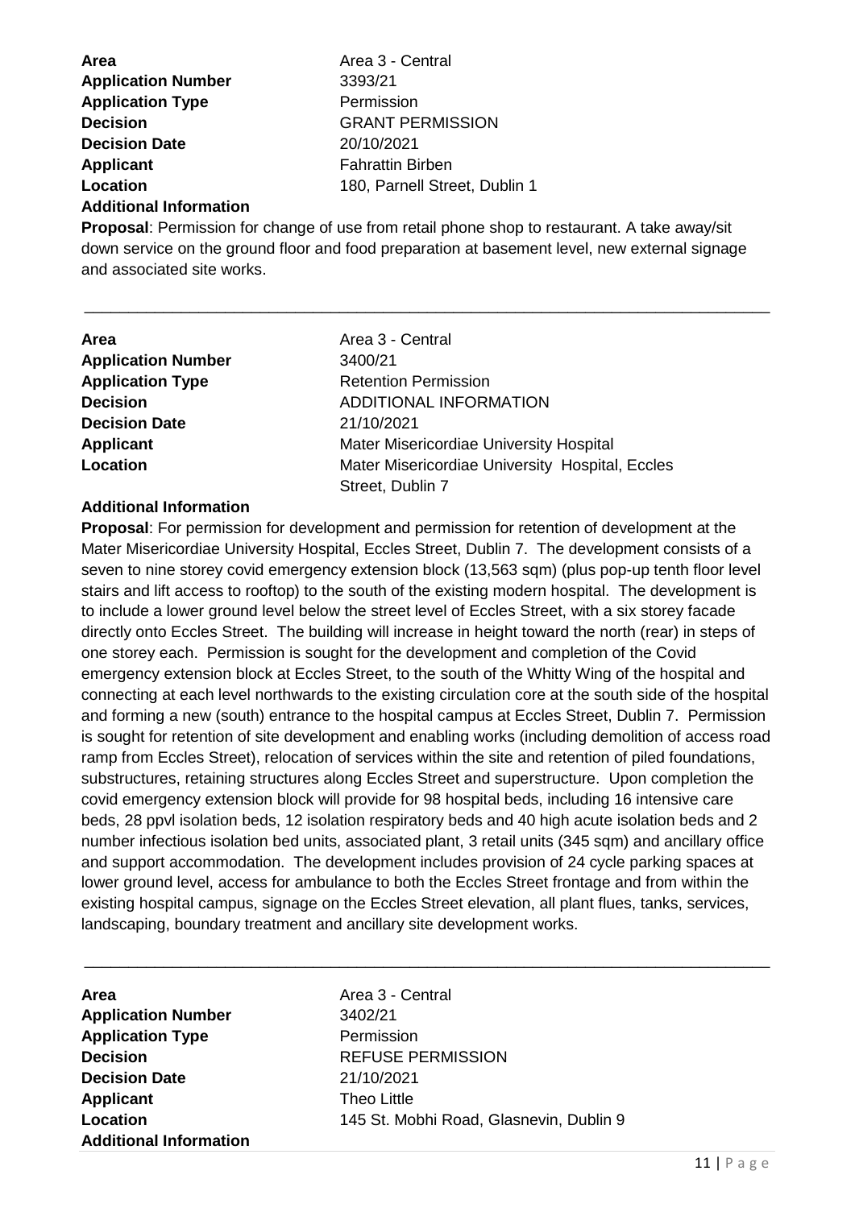**Area** Area 3 - Central
**Application Number** 3393/21
**Application Type** Permission
**Decision** GRANT PERMISSION
**Decision Date** 20/10/2021
**Applicant** Fahrattin Birben
**Location** 180, Parnell Street, Dublin 1
**Additional Information**

**Proposal**: Permission for change of use from retail phone shop to restaurant. A take away/sit down service on the ground floor and food preparation at basement level, new external signage and associated site works.

---

**Area** Area 3 - Central
**Application Number** 3400/21
**Application Type** Retention Permission
**Decision** ADDITIONAL INFORMATION
**Decision Date** 21/10/2021
**Applicant** Mater Misericordiae University Hospital
**Location** Mater Misericordiae University Hospital, Eccles Street, Dublin 7
**Additional Information**

**Proposal**: For permission for development and permission for retention of development at the Mater Misericordiae University Hospital, Eccles Street, Dublin 7. The development consists of a seven to nine storey covid emergency extension block (13,563 sqm) (plus pop-up tenth floor level stairs and lift access to rooftop) to the south of the existing modern hospital. The development is to include a lower ground level below the street level of Eccles Street, with a six storey facade directly onto Eccles Street. The building will increase in height toward the north (rear) in steps of one storey each. Permission is sought for the development and completion of the Covid emergency extension block at Eccles Street, to the south of the Whitty Wing of the hospital and connecting at each level northwards to the existing circulation core at the south side of the hospital and forming a new (south) entrance to the hospital campus at Eccles Street, Dublin 7. Permission is sought for retention of site development and enabling works (including demolition of access road ramp from Eccles Street), relocation of services within the site and retention of piled foundations, substructures, retaining structures along Eccles Street and superstructure. Upon completion the covid emergency extension block will provide for 98 hospital beds, including 16 intensive care beds, 28 ppvl isolation beds, 12 isolation respiratory beds and 40 high acute isolation beds and 2 number infectious isolation bed units, associated plant, 3 retail units (345 sqm) and ancillary office and support accommodation. The development includes provision of 24 cycle parking spaces at lower ground level, access for ambulance to both the Eccles Street frontage and from within the existing hospital campus, signage on the Eccles Street elevation, all plant flues, tanks, services, landscaping, boundary treatment and ancillary site development works.

---

**Area** Area 3 - Central
**Application Number** 3402/21
**Application Type** Permission
**Decision** REFUSE PERMISSION
**Decision Date** 21/10/2021
**Applicant** Theo Little
**Location** 145 St. Mobhi Road, Glasnevin, Dublin 9
**Additional Information**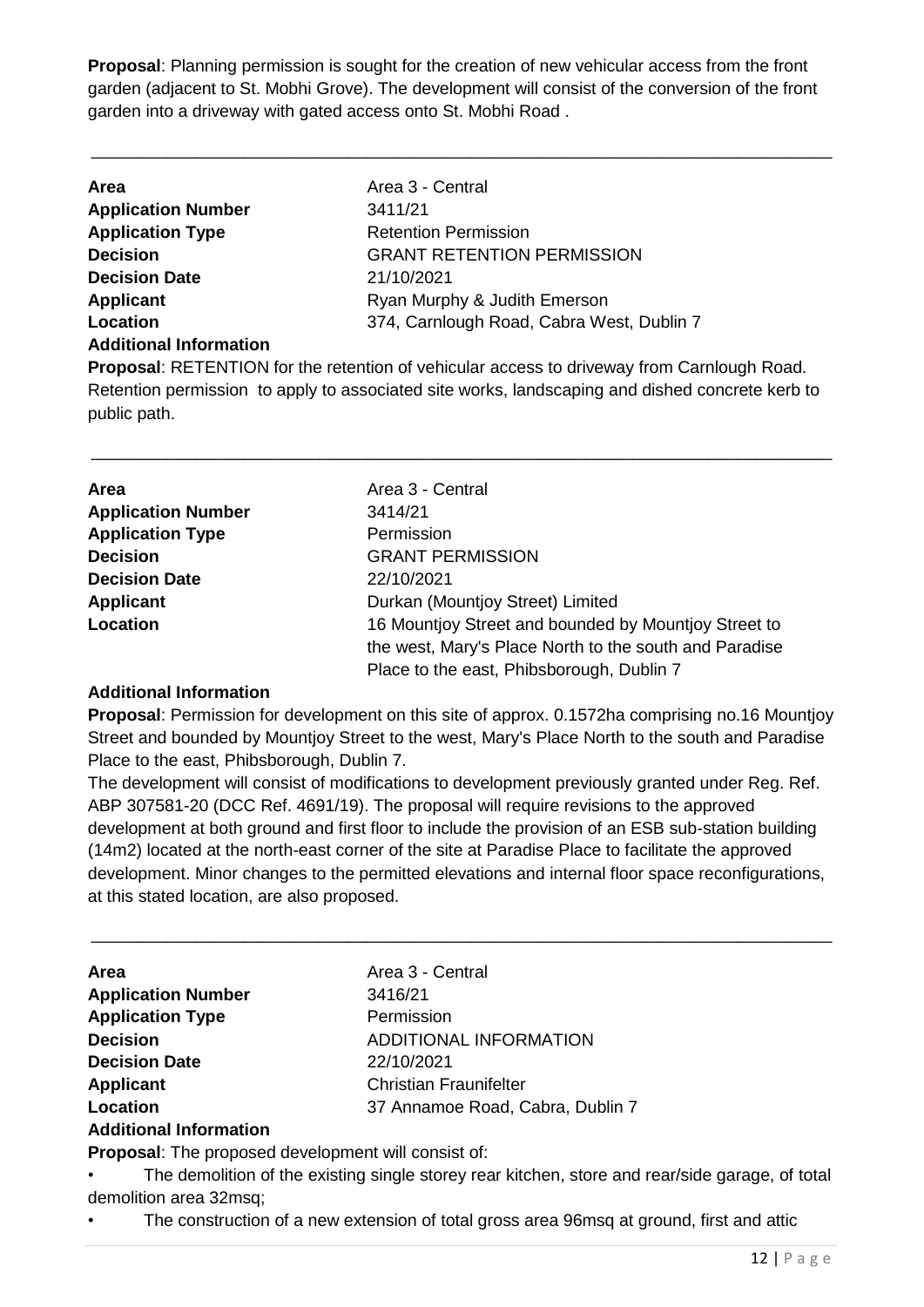**Proposal**: Planning permission is sought for the creation of new vehicular access from the front garden (adjacent to St. Mobhi Grove). The development will consist of the conversion of the front garden into a driveway with gated access onto St. Mobhi Road .

---

| | |
|---|---|
| **Area** | Area 3 - Central |
| **Application Number** | 3411/21 |
| **Application Type** | Retention Permission |
| **Decision** | GRANT RETENTION PERMISSION |
| **Decision Date** | 21/10/2021 |
| **Applicant** | Ryan Murphy & Judith Emerson |
| **Location** | 374, Carnlough Road, Cabra West, Dublin 7 |

**Additional Information**

**Proposal**: RETENTION for the retention of vehicular access to driveway from Carnlough Road. Retention permission to apply to associated site works, landscaping and dished concrete kerb to public path.

---

| | |
|---|---|
| **Area** | Area 3 - Central |
| **Application Number** | 3414/21 |
| **Application Type** | Permission |
| **Decision** | GRANT PERMISSION |
| **Decision Date** | 22/10/2021 |
| **Applicant** | Durkan (Mountjoy Street) Limited |
| **Location** | 16 Mountjoy Street and bounded by Mountjoy Street to the west, Mary's Place North to the south and Paradise Place to the east, Phibsborough, Dublin 7 |

**Additional Information**

**Proposal**: Permission for development on this site of approx. 0.1572ha comprising no.16 Mountjoy Street and bounded by Mountjoy Street to the west, Mary's Place North to the south and Paradise Place to the east, Phibsborough, Dublin 7.

The development will consist of modifications to development previously granted under Reg. Ref. ABP 307581-20 (DCC Ref. 4691/19). The proposal will require revisions to the approved development at both ground and first floor to include the provision of an ESB sub-station building (14m2) located at the north-east corner of the site at Paradise Place to facilitate the approved development. Minor changes to the permitted elevations and internal floor space reconfigurations, at this stated location, are also proposed.

---

| | |
|---|---|
| **Area** | Area 3 - Central |
| **Application Number** | 3416/21 |
| **Application Type** | Permission |
| **Decision** | ADDITIONAL INFORMATION |
| **Decision Date** | 22/10/2021 |
| **Applicant** | Christian Fraunifelter |
| **Location** | 37 Annamoe Road, Cabra, Dublin 7 |

**Additional Information**

**Proposal**: The proposed development will consist of:

- The demolition of the existing single storey rear kitchen, store and rear/side garage, of total demolition area 32msq;
- The construction of a new extension of total gross area 96msq at ground, first and attic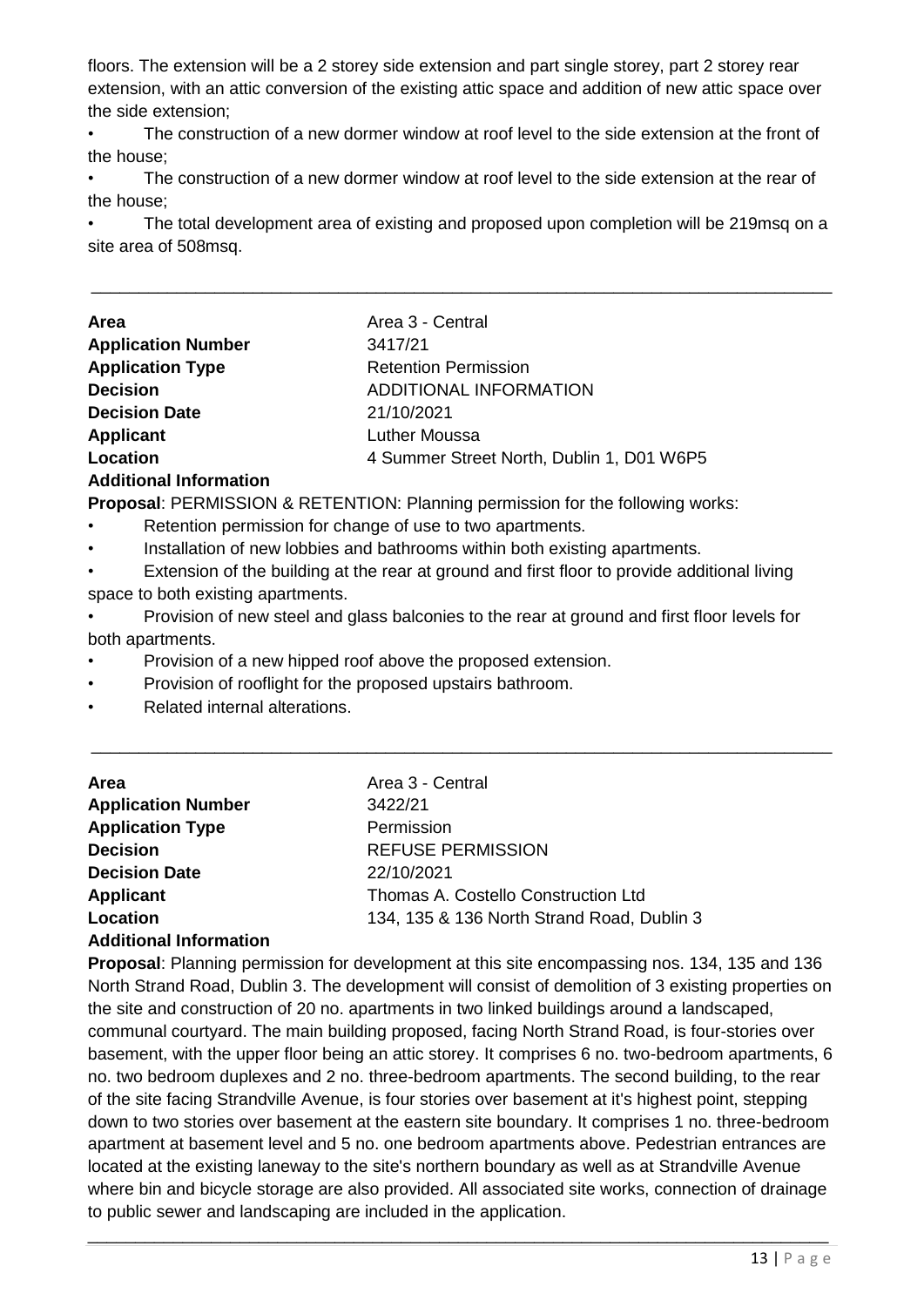floors. The extension will be a 2 storey side extension and part single storey, part 2 storey rear extension, with an attic conversion of the existing attic space and addition of new attic space over the side extension;

- The construction of a new dormer window at roof level to the side extension at the front of the house;
- The construction of a new dormer window at roof level to the side extension at the rear of the house;
- The total development area of existing and proposed upon completion will be 219msq on a site area of 508msq.

---

| | |
|---|---|
| **Area** | Area 3 - Central |
| **Application Number** | 3417/21 |
| **Application Type** | Retention Permission |
| **Decision** | ADDITIONAL INFORMATION |
| **Decision Date** | 21/10/2021 |
| **Applicant** | Luther Moussa |
| **Location** | 4 Summer Street North, Dublin 1, D01 W6P5 |

**Additional Information**

**Proposal**: PERMISSION & RETENTION: Planning permission for the following works:

- Retention permission for change of use to two apartments.
- Installation of new lobbies and bathrooms within both existing apartments.
- Extension of the building at the rear at ground and first floor to provide additional living space to both existing apartments.
- Provision of new steel and glass balconies to the rear at ground and first floor levels for both apartments.
- Provision of a new hipped roof above the proposed extension.
- Provision of rooflight for the proposed upstairs bathroom.
- Related internal alterations.

---

| | |
|---|---|
| **Area** | Area 3 - Central |
| **Application Number** | 3422/21 |
| **Application Type** | Permission |
| **Decision** | REFUSE PERMISSION |
| **Decision Date** | 22/10/2021 |
| **Applicant** | Thomas A. Costello Construction Ltd |
| **Location** | 134, 135 & 136 North Strand Road, Dublin 3 |

**Additional Information**

**Proposal**: Planning permission for development at this site encompassing nos. 134, 135 and 136 North Strand Road, Dublin 3. The development will consist of demolition of 3 existing properties on the site and construction of 20 no. apartments in two linked buildings around a landscaped, communal courtyard. The main building proposed, facing North Strand Road, is four-stories over basement, with the upper floor being an attic storey. It comprises 6 no. two-bedroom apartments, 6 no. two bedroom duplexes and 2 no. three-bedroom apartments. The second building, to the rear of the site facing Strandville Avenue, is four stories over basement at it's highest point, stepping down to two stories over basement at the eastern site boundary. It comprises 1 no. three-bedroom apartment at basement level and 5 no. one bedroom apartments above. Pedestrian entrances are located at the existing laneway to the site's northern boundary as well as at Strandville Avenue where bin and bicycle storage are also provided. All associated site works, connection of drainage to public sewer and landscaping are included in the application.

---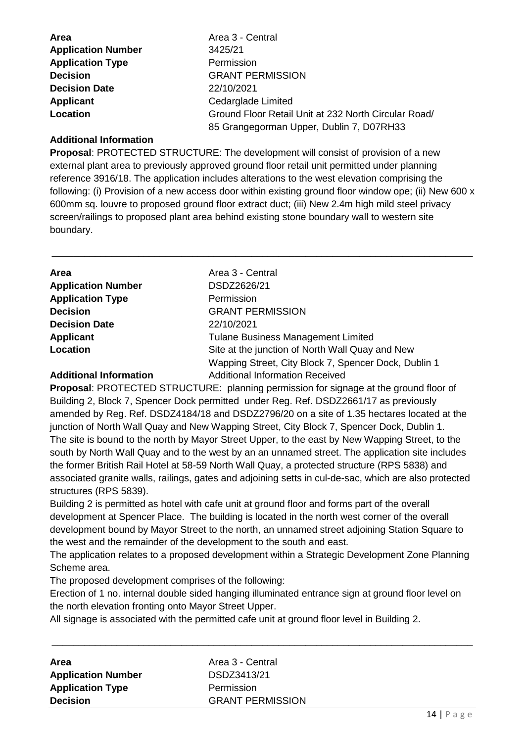**Area** Area 3 - Central
**Application Number** 3425/21
**Application Type** Permission
**Decision** GRANT PERMISSION
**Decision Date** 22/10/2021
**Applicant** Cedarglade Limited
**Location** Ground Floor Retail Unit at 232 North Circular Road/ 85 Grangegorman Upper, Dublin 7, D07RH33

**Additional Information**

**Proposal**: PROTECTED STRUCTURE: The development will consist of provision of a new external plant area to previously approved ground floor retail unit permitted under planning reference 3916/18. The application includes alterations to the west elevation comprising the following: (i) Provision of a new access door within existing ground floor window ope; (ii) New 600 x 600mm sq. louvre to proposed ground floor extract duct; (iii) New 2.4m high mild steel privacy screen/railings to proposed plant area behind existing stone boundary wall to western site boundary.

---

**Area** Area 3 - Central
**Application Number** DSDZ2626/21
**Application Type** Permission
**Decision** GRANT PERMISSION
**Decision Date** 22/10/2021
**Applicant** Tulane Business Management Limited
**Location** Site at the junction of North Wall Quay and New Wapping Street, City Block 7, Spencer Dock, Dublin 1
**Additional Information** Additional Information Received

**Proposal**: PROTECTED STRUCTURE: planning permission for signage at the ground floor of Building 2, Block 7, Spencer Dock permitted under Reg. Ref. DSDZ2661/17 as previously amended by Reg. Ref. DSDZ4184/18 and DSDZ2796/20 on a site of 1.35 hectares located at the junction of North Wall Quay and New Wapping Street, City Block 7, Spencer Dock, Dublin 1. The site is bound to the north by Mayor Street Upper, to the east by New Wapping Street, to the south by North Wall Quay and to the west by an an unnamed street. The application site includes the former British Rail Hotel at 58-59 North Wall Quay, a protected structure (RPS 5838) and associated granite walls, railings, gates and adjoining setts in cul-de-sac, which are also protected structures (RPS 5839).

Building 2 is permitted as hotel with cafe unit at ground floor and forms part of the overall development at Spencer Place. The building is located in the north west corner of the overall development bound by Mayor Street to the north, an unnamed street adjoining Station Square to the west and the remainder of the development to the south and east.

The application relates to a proposed development within a Strategic Development Zone Planning Scheme area.

The proposed development comprises of the following:

Erection of 1 no. internal double sided hanging illuminated entrance sign at ground floor level on the north elevation fronting onto Mayor Street Upper.

All signage is associated with the permitted cafe unit at ground floor level in Building 2.

---

**Area** Area 3 - Central
**Application Number** DSDZ3413/21
**Application Type** Permission
**Decision** GRANT PERMISSION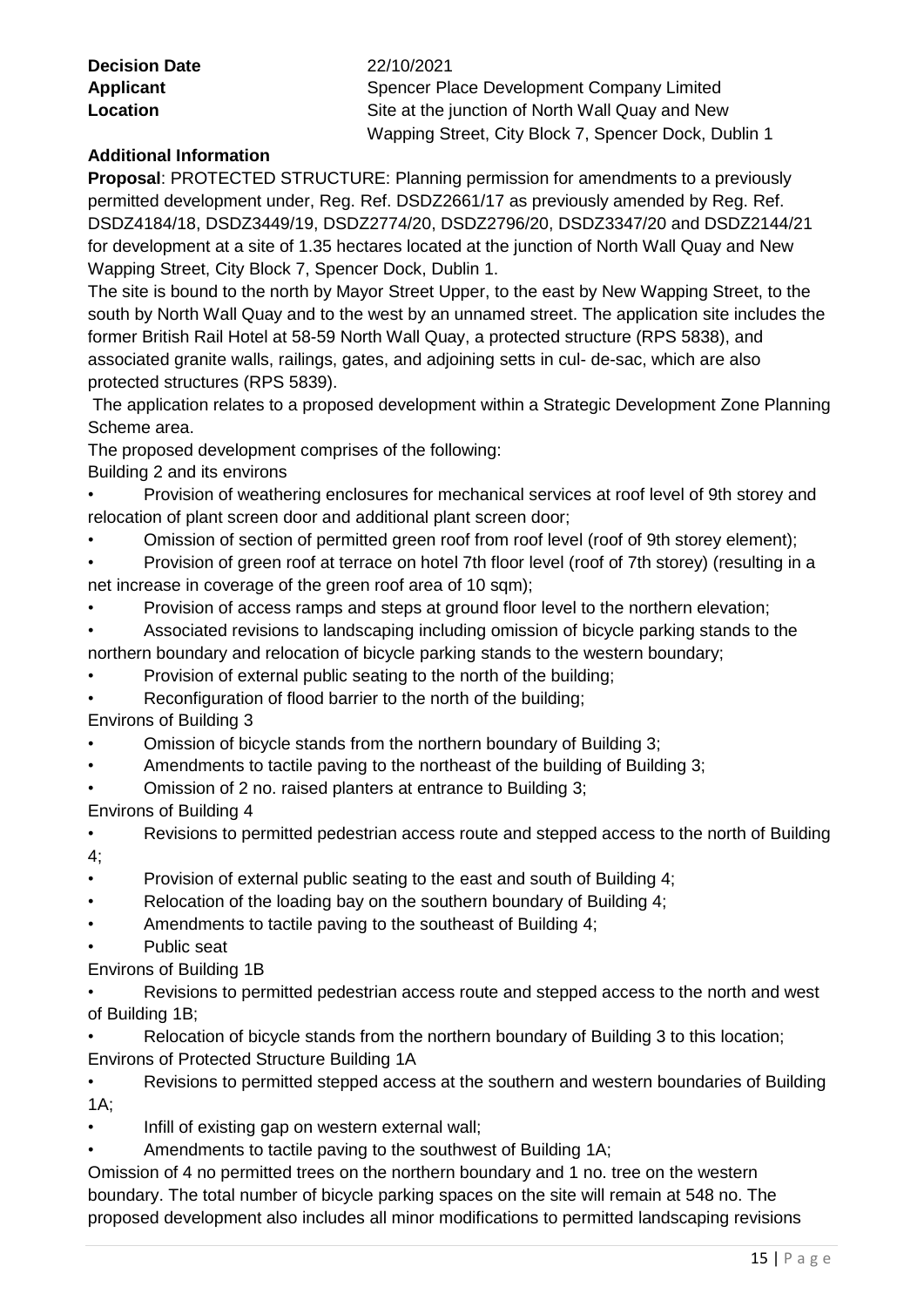**Decision Date** 22/10/2021
**Applicant** Spencer Place Development Company Limited
**Location** Site at the junction of North Wall Quay and New Wapping Street, City Block 7, Spencer Dock, Dublin 1

**Additional Information**

**Proposal**: PROTECTED STRUCTURE: Planning permission for amendments to a previously permitted development under, Reg. Ref. DSDZ2661/17 as previously amended by Reg. Ref. DSDZ4184/18, DSDZ3449/19, DSDZ2774/20, DSDZ2796/20, DSDZ3347/20 and DSDZ2144/21 for development at a site of 1.35 hectares located at the junction of North Wall Quay and New Wapping Street, City Block 7, Spencer Dock, Dublin 1.

The site is bound to the north by Mayor Street Upper, to the east by New Wapping Street, to the south by North Wall Quay and to the west by an unnamed street. The application site includes the former British Rail Hotel at 58-59 North Wall Quay, a protected structure (RPS 5838), and associated granite walls, railings, gates, and adjoining setts in cul- de-sac, which are also protected structures (RPS 5839).

The application relates to a proposed development within a Strategic Development Zone Planning Scheme area.

The proposed development comprises of the following:

Building 2 and its environs

- Provision of weathering enclosures for mechanical services at roof level of 9th storey and relocation of plant screen door and additional plant screen door;
- Omission of section of permitted green roof from roof level (roof of 9th storey element);
- Provision of green roof at terrace on hotel 7th floor level (roof of 7th storey) (resulting in a net increase in coverage of the green roof area of 10 sqm);
- Provision of access ramps and steps at ground floor level to the northern elevation;
- Associated revisions to landscaping including omission of bicycle parking stands to the northern boundary and relocation of bicycle parking stands to the western boundary;
- Provision of external public seating to the north of the building;
- Reconfiguration of flood barrier to the north of the building;

Environs of Building 3

- Omission of bicycle stands from the northern boundary of Building 3;
- Amendments to tactile paving to the northeast of the building of Building 3;
- Omission of 2 no. raised planters at entrance to Building 3;

Environs of Building 4

- Revisions to permitted pedestrian access route and stepped access to the north of Building 4;
- Provision of external public seating to the east and south of Building 4;
- Relocation of the loading bay on the southern boundary of Building 4;
- Amendments to tactile paving to the southeast of Building 4;
- Public seat

Environs of Building 1B

- Revisions to permitted pedestrian access route and stepped access to the north and west of Building 1B;
- Relocation of bicycle stands from the northern boundary of Building 3 to this location;

Environs of Protected Structure Building 1A

- Revisions to permitted stepped access at the southern and western boundaries of Building 1A;
- Infill of existing gap on western external wall;
- Amendments to tactile paving to the southwest of Building 1A;

Omission of 4 no permitted trees on the northern boundary and 1 no. tree on the western boundary. The total number of bicycle parking spaces on the site will remain at 548 no. The proposed development also includes all minor modifications to permitted landscaping revisions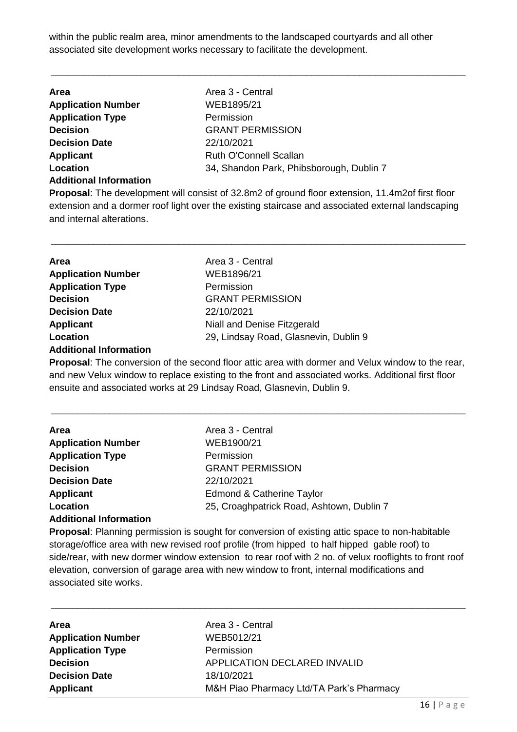within the public realm area, minor amendments to the landscaped courtyards and all other associated site development works necessary to facilitate the development.

---

**Area** Area 3 - Central
**Application Number** WEB1895/21
**Application Type** Permission
**Decision** GRANT PERMISSION
**Decision Date** 22/10/2021
**Applicant** Ruth O'Connell Scallan
**Location** 34, Shandon Park, Phibsborough, Dublin 7
**Additional Information**
**Proposal**: The development will consist of 32.8m2 of ground floor extension, 11.4m2of first floor extension and a dormer roof light over the existing staircase and associated external landscaping and internal alterations.

---

**Area** Area 3 - Central
**Application Number** WEB1896/21
**Application Type** Permission
**Decision** GRANT PERMISSION
**Decision Date** 22/10/2021
**Applicant** Niall and Denise Fitzgerald
**Location** 29, Lindsay Road, Glasnevin, Dublin 9
**Additional Information**
**Proposal**: The conversion of the second floor attic area with dormer and Velux window to the rear, and new Velux window to replace existing to the front and associated works. Additional first floor ensuite and associated works at 29 Lindsay Road, Glasnevin, Dublin 9.

---

**Area** Area 3 - Central
**Application Number** WEB1900/21
**Application Type** Permission
**Decision** GRANT PERMISSION
**Decision Date** 22/10/2021
**Applicant** Edmond & Catherine Taylor
**Location** 25, Croaghpatrick Road, Ashtown, Dublin 7
**Additional Information**
**Proposal**: Planning permission is sought for conversion of existing attic space to non-habitable storage/office area with new revised roof profile (from hipped to half hipped gable roof) to side/rear, with new dormer window extension to rear roof with 2 no. of velux rooflights to front roof elevation, conversion of garage area with new window to front, internal modifications and associated site works.

---

**Area** Area 3 - Central
**Application Number** WEB5012/21
**Application Type** Permission
**Decision** APPLICATION DECLARED INVALID
**Decision Date** 18/10/2021
**Applicant** M&H Piao Pharmacy Ltd/TA Park's Pharmacy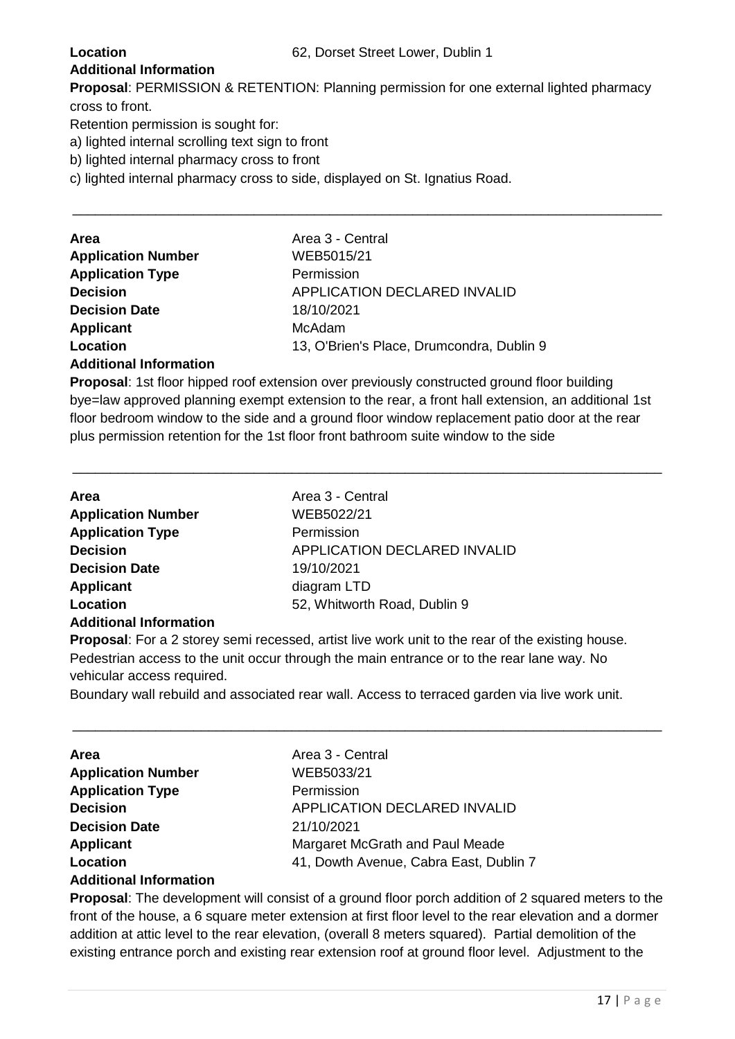**Location** 62, Dorset Street Lower, Dublin 1

**Additional Information**

**Proposal**: PERMISSION & RETENTION: Planning permission for one external lighted pharmacy cross to front.

Retention permission is sought for:

a) lighted internal scrolling text sign to front

b) lighted internal pharmacy cross to front

c) lighted internal pharmacy cross to side, displayed on St. Ignatius Road.

---

**Area** Area 3 - Central

**Application Number** WEB5015/21

**Application Type** Permission

**Decision** APPLICATION DECLARED INVALID

**Decision Date** 18/10/2021

**Applicant** McAdam

**Location** 13, O'Brien's Place, Drumcondra, Dublin 9

**Additional Information**

**Proposal**: 1st floor hipped roof extension over previously constructed ground floor building bye=law approved planning exempt extension to the rear, a front hall extension, an additional 1st floor bedroom window to the side and a ground floor window replacement patio door at the rear plus permission retention for the 1st floor front bathroom suite window to the side

---

**Area** Area 3 - Central

**Application Number** WEB5022/21

**Application Type** Permission

**Decision** APPLICATION DECLARED INVALID

**Decision Date** 19/10/2021

**Applicant** diagram LTD

**Location** 52, Whitworth Road, Dublin 9

**Additional Information**

**Proposal**: For a 2 storey semi recessed, artist live work unit to the rear of the existing house. Pedestrian access to the unit occur through the main entrance or to the rear lane way. No vehicular access required.

Boundary wall rebuild and associated rear wall. Access to terraced garden via live work unit.

---

**Area** Area 3 - Central

**Application Number** WEB5033/21

**Application Type** Permission

**Decision** APPLICATION DECLARED INVALID

**Decision Date** 21/10/2021

**Applicant** Margaret McGrath and Paul Meade

**Location** 41, Dowth Avenue, Cabra East, Dublin 7

**Additional Information**

**Proposal**: The development will consist of a ground floor porch addition of 2 squared meters to the front of the house, a 6 square meter extension at first floor level to the rear elevation and a dormer addition at attic level to the rear elevation, (overall 8 meters squared). Partial demolition of the existing entrance porch and existing rear extension roof at ground floor level. Adjustment to the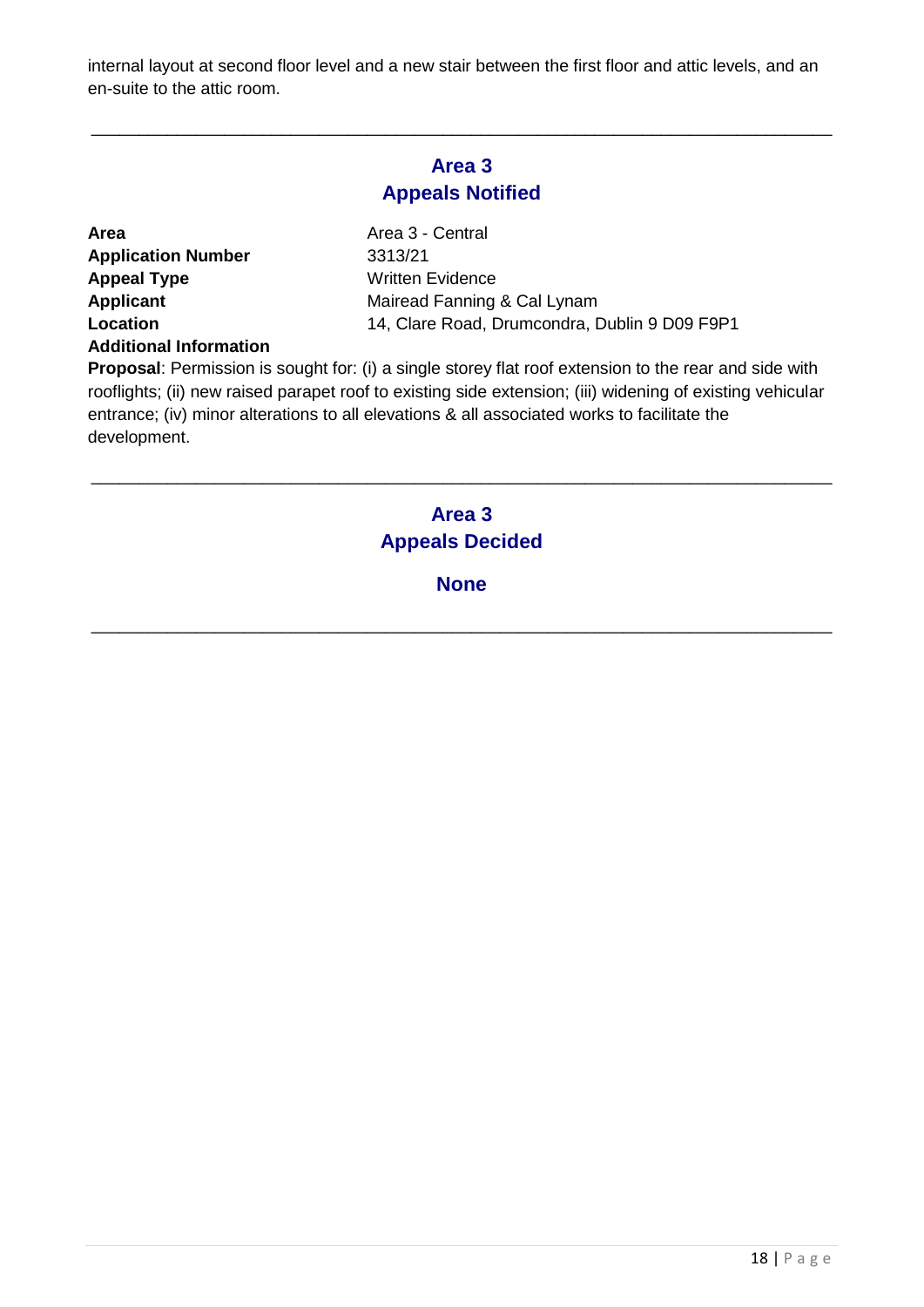internal layout at second floor level and a new stair between the first floor and attic levels, and an en-suite to the attic room.

---

## Area 3
## Appeals Notified

| | |
|---|---|
| **Area** | Area 3 - Central |
| **Application Number** | 3313/21 |
| **Appeal Type** | Written Evidence |
| **Applicant** | Mairead Fanning & Cal Lynam |
| **Location** | 14, Clare Road, Drumcondra, Dublin 9 D09 F9P1 |

**Additional Information**

**Proposal**: Permission is sought for: (i) a single storey flat roof extension to the rear and side with rooflights; (ii) new raised parapet roof to existing side extension; (iii) widening of existing vehicular entrance; (iv) minor alterations to all elevations & all associated works to facilitate the development.

---

## Area 3
## Appeals Decided

**None**

---